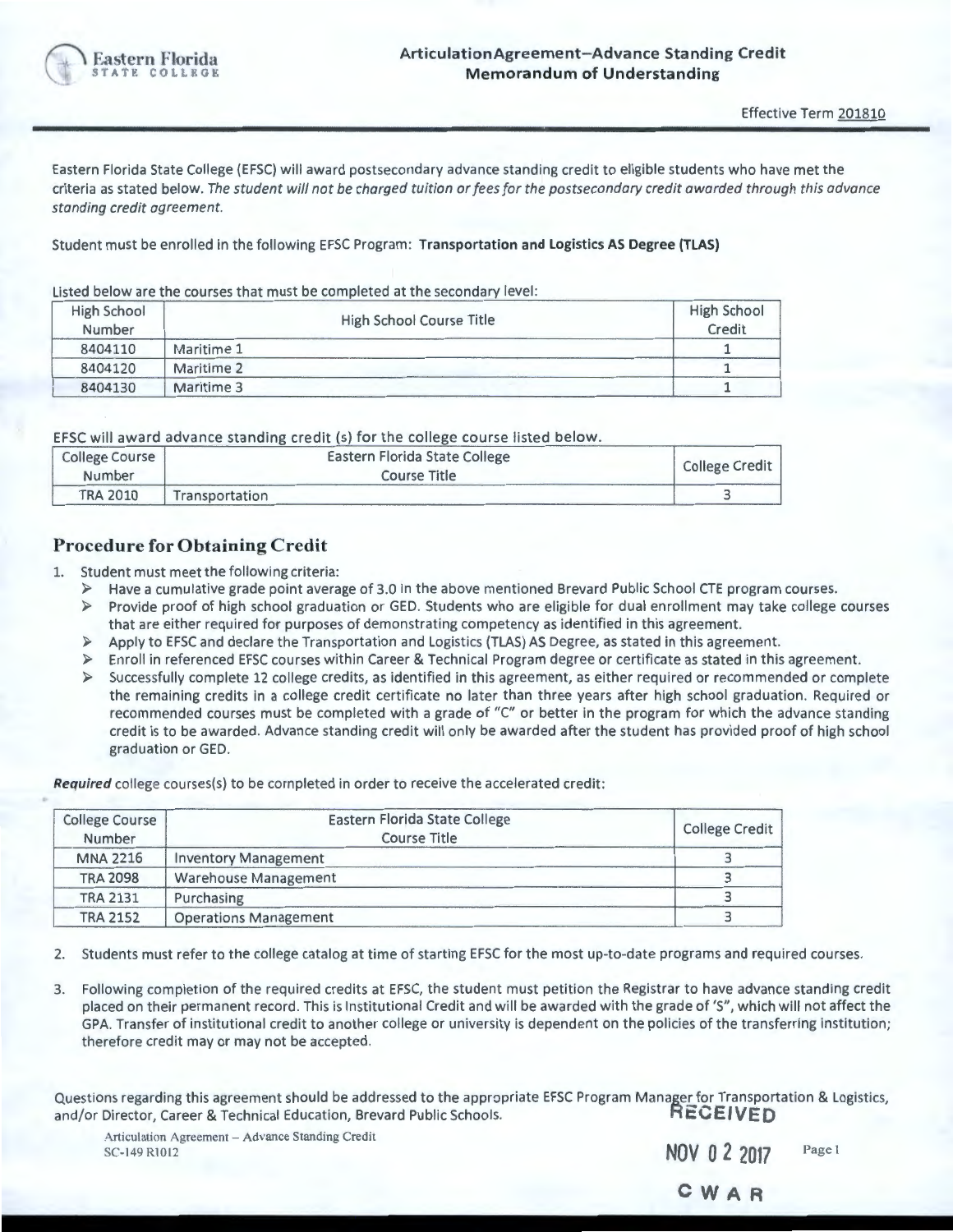Eastern Florida STATE COLLEGE

# ArticulationAgreement–Advance Standing Credit Memorandum of Understanding

Effective Term 201810

Eastern Florida State College (EFSC) will award postsecondary advance standing credit to eligible students who have met the criteria as stated below. *The student will not be charged tuition or fees for the postsecondary credit awarded through this advance standing credit agreement.*

Student must be enrolled in the following EFSC Program: **Transportation and Logistics AS Degree (TLAS)**

Listed below are the courses that must be completed at the secondary level:

| High School Number | High School Course Title | High School Credit |
|---|---|---|
| 8404110 | Maritime 1 | 1 |
| 8404120 | Maritime 2 | 1 |
| 8404130 | Maritime 3 | 1 |

EFSC will award advance standing credit (s) for the college course listed below.

| College Course Number | Eastern Florida State College Course Title | College Credit |
|---|---|---|
| TRA 2010 | Transportation | 3 |

## Procedure for Obtaining Credit

1. Student must meet the following criteria:
   - Have a cumulative grade point average of 3.0 in the above mentioned Brevard Public School CTE program courses.
   - Provide proof of high school graduation or GED. Students who are eligible for dual enrollment may take college courses that are either required for purposes of demonstrating competency as identified in this agreement.
   - Apply to EFSC and declare the Transportation and Logistics (TLAS) AS Degree, as stated in this agreement.
   - Enroll in referenced EFSC courses within Career & Technical Program degree or certificate as stated in this agreement.
   - Successfully complete 12 college credits, as identified in this agreement, as either required or recommended or complete the remaining credits in a college credit certificate no later than three years after high school graduation. Required or recommended courses must be completed with a grade of "C" or better in the program for which the advance standing credit is to be awarded. Advance standing credit will only be awarded after the student has provided proof of high school graduation or GED.

***Required*** college courses(s) to be completed in order to receive the accelerated credit:

| College Course Number | Eastern Florida State College Course Title | College Credit |
|---|---|---|
| MNA 2216 | Inventory Management | 3 |
| TRA 2098 | Warehouse Management | 3 |
| TRA 2131 | Purchasing | 3 |
| TRA 2152 | Operations Management | 3 |

2. Students must refer to the college catalog at time of starting EFSC for the most up-to-date programs and required courses.

3. Following completion of the required credits at EFSC, the student must petition the Registrar to have advance standing credit placed on their permanent record. This is Institutional Credit and will be awarded with the grade of 'S", which will not affect the GPA. Transfer of institutional credit to another college or university is dependent on the policies of the transferring institution; therefore credit may or may not be accepted.

Questions regarding this agreement should be addressed to the appropriate EFSC Program Manager for Transportation & Logistics, and/or Director, Career & Technical Education, Brevard Public Schools.

RECEIVED
NOV 02 2017
CWAR

Articulation Agreement – Advance Standing Credit
SC-149 R1012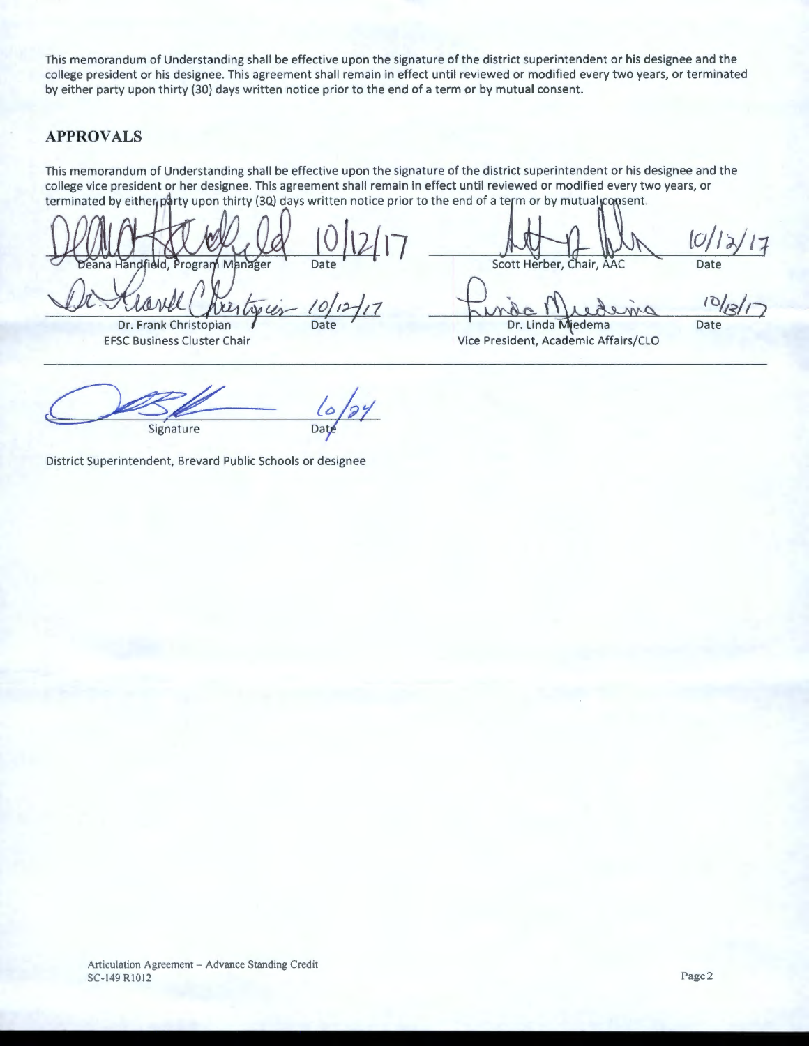This memorandum of Understanding shall be effective upon the signature of the district superintendent or his designee and the college president or his designee. This agreement shall remain in effect until reviewed or modified every two years, or terminated by either party upon thirty (30) days written notice prior to the end of a term or by mutual consent.

## APPROVALS

This memorandum of Understanding shall be effective upon the signature of the district superintendent or his designee and the college vice president or her designee. This agreement shall remain in effect until reviewed or modified every two years, or terminated by either party upon thirty (30) days written notice prior to the end of a term or by mutual consent.

| | | | |
|---|---|---|---|
| Deana Handfield, Program Manager | Date: 10/12/17 | Scott Herber, Chair, AAC | Date: 10/12/17 |
| Dr. Frank Christopian<br>EFSC Business Cluster Chair | Date: 10/12/17 | Dr. Linda Miedema<br>Vice President, Academic Affairs/CLO | Date: 10/13/17 |

Signature — Date: 10/24

District Superintendent, Brevard Public Schools or designee

Articulation Agreement – Advance Standing Credit
SC-149 R1012